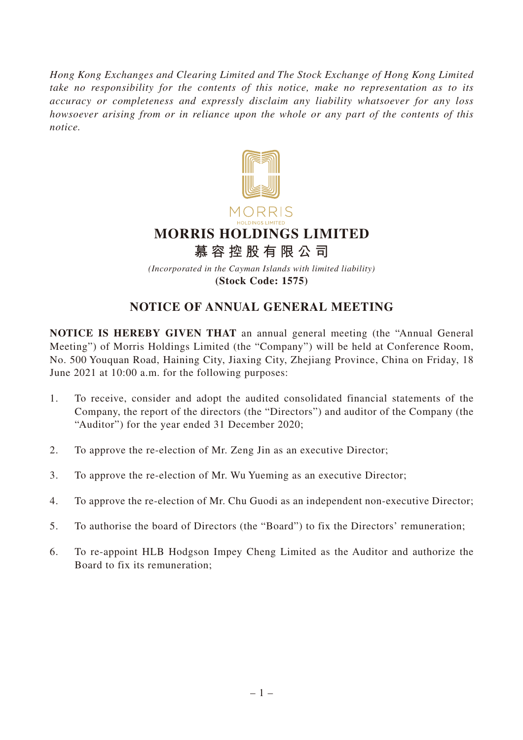*Hong Kong Exchanges and Clearing Limited and The Stock Exchange of Hong Kong Limited take no responsibility for the contents of this notice, make no representation as to its accuracy or completeness and expressly disclaim any liability whatsoever for any loss howsoever arising from or in reliance upon the whole or any part of the contents of this notice.*

MORRIS
HOLDINGS LIMITED

# MORRIS HOLDINGS LIMITED
# 慕容控股有限公司

*(Incorporated in the Cayman Islands with limited liability)*
**(Stock Code: 1575)**

## NOTICE OF ANNUAL GENERAL MEETING

**NOTICE IS HEREBY GIVEN THAT** an annual general meeting (the "Annual General Meeting") of Morris Holdings Limited (the "Company") will be held at Conference Room, No. 500 Youquan Road, Haining City, Jiaxing City, Zhejiang Province, China on Friday, 18 June 2021 at 10:00 a.m. for the following purposes:

1. To receive, consider and adopt the audited consolidated financial statements of the Company, the report of the directors (the "Directors") and auditor of the Company (the "Auditor") for the year ended 31 December 2020;

2. To approve the re-election of Mr. Zeng Jin as an executive Director;

3. To approve the re-election of Mr. Wu Yueming as an executive Director;

4. To approve the re-election of Mr. Chu Guodi as an independent non-executive Director;

5. To authorise the board of Directors (the "Board") to fix the Directors' remuneration;

6. To re-appoint HLB Hodgson Impey Cheng Limited as the Auditor and authorize the Board to fix its remuneration;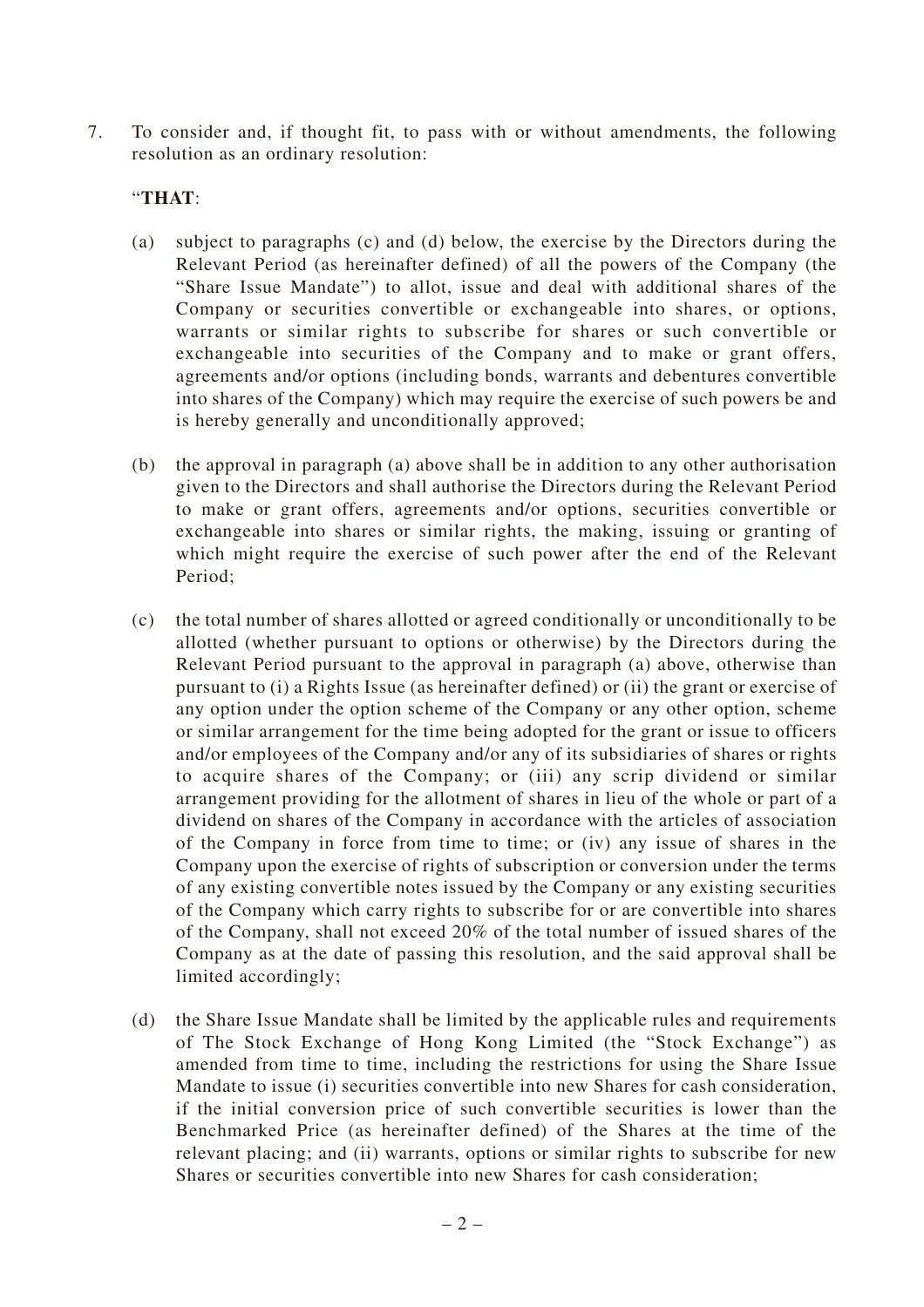7. To consider and, if thought fit, to pass with or without amendments, the following resolution as an ordinary resolution:

   "**THAT**:

   (a) subject to paragraphs (c) and (d) below, the exercise by the Directors during the Relevant Period (as hereinafter defined) of all the powers of the Company (the "Share Issue Mandate") to allot, issue and deal with additional shares of the Company or securities convertible or exchangeable into shares, or options, warrants or similar rights to subscribe for shares or such convertible or exchangeable into securities of the Company and to make or grant offers, agreements and/or options (including bonds, warrants and debentures convertible into shares of the Company) which may require the exercise of such powers be and is hereby generally and unconditionally approved;

   (b) the approval in paragraph (a) above shall be in addition to any other authorisation given to the Directors and shall authorise the Directors during the Relevant Period to make or grant offers, agreements and/or options, securities convertible or exchangeable into shares or similar rights, the making, issuing or granting of which might require the exercise of such power after the end of the Relevant Period;

   (c) the total number of shares allotted or agreed conditionally or unconditionally to be allotted (whether pursuant to options or otherwise) by the Directors during the Relevant Period pursuant to the approval in paragraph (a) above, otherwise than pursuant to (i) a Rights Issue (as hereinafter defined) or (ii) the grant or exercise of any option under the option scheme of the Company or any other option, scheme or similar arrangement for the time being adopted for the grant or issue to officers and/or employees of the Company and/or any of its subsidiaries of shares or rights to acquire shares of the Company; or (iii) any scrip dividend or similar arrangement providing for the allotment of shares in lieu of the whole or part of a dividend on shares of the Company in accordance with the articles of association of the Company in force from time to time; or (iv) any issue of shares in the Company upon the exercise of rights of subscription or conversion under the terms of any existing convertible notes issued by the Company or any existing securities of the Company which carry rights to subscribe for or are convertible into shares of the Company, shall not exceed 20% of the total number of issued shares of the Company as at the date of passing this resolution, and the said approval shall be limited accordingly;

   (d) the Share Issue Mandate shall be limited by the applicable rules and requirements of The Stock Exchange of Hong Kong Limited (the "Stock Exchange") as amended from time to time, including the restrictions for using the Share Issue Mandate to issue (i) securities convertible into new Shares for cash consideration, if the initial conversion price of such convertible securities is lower than the Benchmarked Price (as hereinafter defined) of the Shares at the time of the relevant placing; and (ii) warrants, options or similar rights to subscribe for new Shares or securities convertible into new Shares for cash consideration;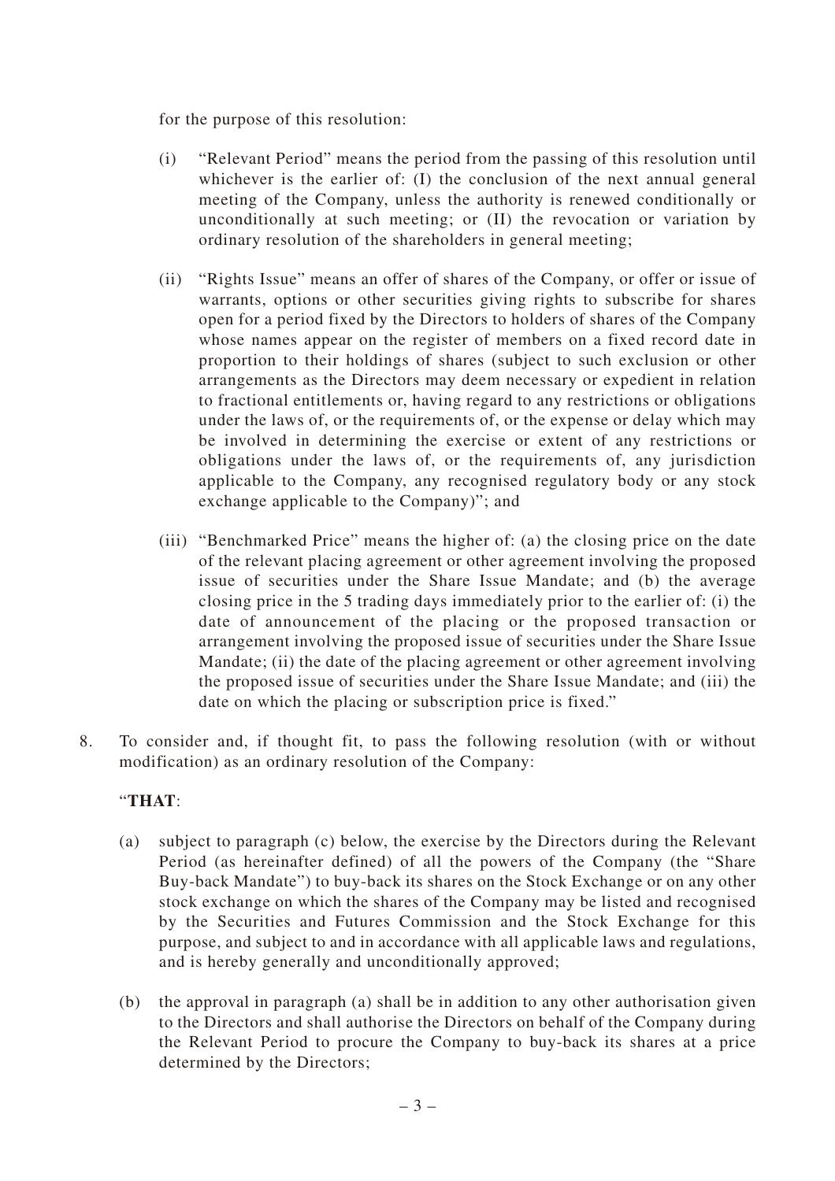for the purpose of this resolution:

(i) "Relevant Period" means the period from the passing of this resolution until whichever is the earlier of: (I) the conclusion of the next annual general meeting of the Company, unless the authority is renewed conditionally or unconditionally at such meeting; or (II) the revocation or variation by ordinary resolution of the shareholders in general meeting;

(ii) "Rights Issue" means an offer of shares of the Company, or offer or issue of warrants, options or other securities giving rights to subscribe for shares open for a period fixed by the Directors to holders of shares of the Company whose names appear on the register of members on a fixed record date in proportion to their holdings of shares (subject to such exclusion or other arrangements as the Directors may deem necessary or expedient in relation to fractional entitlements or, having regard to any restrictions or obligations under the laws of, or the requirements of, or the expense or delay which may be involved in determining the exercise or extent of any restrictions or obligations under the laws of, or the requirements of, any jurisdiction applicable to the Company, any recognised regulatory body or any stock exchange applicable to the Company)"; and

(iii) "Benchmarked Price" means the higher of: (a) the closing price on the date of the relevant placing agreement or other agreement involving the proposed issue of securities under the Share Issue Mandate; and (b) the average closing price in the 5 trading days immediately prior to the earlier of: (i) the date of announcement of the placing or the proposed transaction or arrangement involving the proposed issue of securities under the Share Issue Mandate; (ii) the date of the placing agreement or other agreement involving the proposed issue of securities under the Share Issue Mandate; and (iii) the date on which the placing or subscription price is fixed."

8. To consider and, if thought fit, to pass the following resolution (with or without modification) as an ordinary resolution of the Company:

"**THAT**:

(a) subject to paragraph (c) below, the exercise by the Directors during the Relevant Period (as hereinafter defined) of all the powers of the Company (the "Share Buy-back Mandate") to buy-back its shares on the Stock Exchange or on any other stock exchange on which the shares of the Company may be listed and recognised by the Securities and Futures Commission and the Stock Exchange for this purpose, and subject to and in accordance with all applicable laws and regulations, and is hereby generally and unconditionally approved;

(b) the approval in paragraph (a) shall be in addition to any other authorisation given to the Directors and shall authorise the Directors on behalf of the Company during the Relevant Period to procure the Company to buy-back its shares at a price determined by the Directors;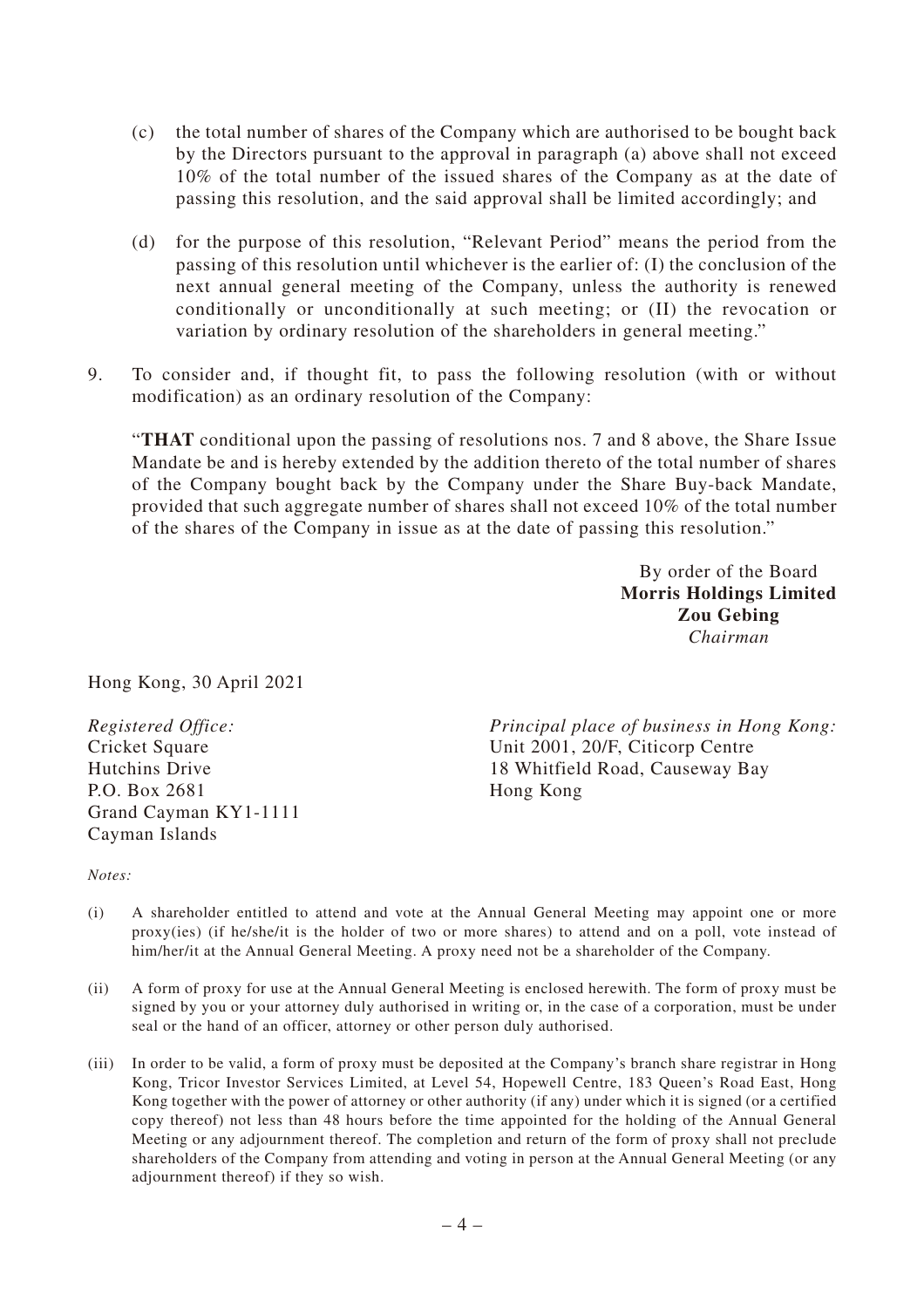(c) the total number of shares of the Company which are authorised to be bought back by the Directors pursuant to the approval in paragraph (a) above shall not exceed 10% of the total number of the issued shares of the Company as at the date of passing this resolution, and the said approval shall be limited accordingly; and

(d) for the purpose of this resolution, "Relevant Period" means the period from the passing of this resolution until whichever is the earlier of: (I) the conclusion of the next annual general meeting of the Company, unless the authority is renewed conditionally or unconditionally at such meeting; or (II) the revocation or variation by ordinary resolution of the shareholders in general meeting."

9. To consider and, if thought fit, to pass the following resolution (with or without modification) as an ordinary resolution of the Company:

"**THAT** conditional upon the passing of resolutions nos. 7 and 8 above, the Share Issue Mandate be and is hereby extended by the addition thereto of the total number of shares of the Company bought back by the Company under the Share Buy-back Mandate, provided that such aggregate number of shares shall not exceed 10% of the total number of the shares of the Company in issue as at the date of passing this resolution."

By order of the Board
**Morris Holdings Limited**
**Zou Gebing**
*Chairman*

Hong Kong, 30 April 2021

*Registered Office:*
Cricket Square
Hutchins Drive
P.O. Box 2681
Grand Cayman KY1-1111
Cayman Islands

*Principal place of business in Hong Kong:*
Unit 2001, 20/F, Citicorp Centre
18 Whitfield Road, Causeway Bay
Hong Kong

*Notes:*

(i) A shareholder entitled to attend and vote at the Annual General Meeting may appoint one or more proxy(ies) (if he/she/it is the holder of two or more shares) to attend and on a poll, vote instead of him/her/it at the Annual General Meeting. A proxy need not be a shareholder of the Company.

(ii) A form of proxy for use at the Annual General Meeting is enclosed herewith. The form of proxy must be signed by you or your attorney duly authorised in writing or, in the case of a corporation, must be under seal or the hand of an officer, attorney or other person duly authorised.

(iii) In order to be valid, a form of proxy must be deposited at the Company's branch share registrar in Hong Kong, Tricor Investor Services Limited, at Level 54, Hopewell Centre, 183 Queen's Road East, Hong Kong together with the power of attorney or other authority (if any) under which it is signed (or a certified copy thereof) not less than 48 hours before the time appointed for the holding of the Annual General Meeting or any adjournment thereof. The completion and return of the form of proxy shall not preclude shareholders of the Company from attending and voting in person at the Annual General Meeting (or any adjournment thereof) if they so wish.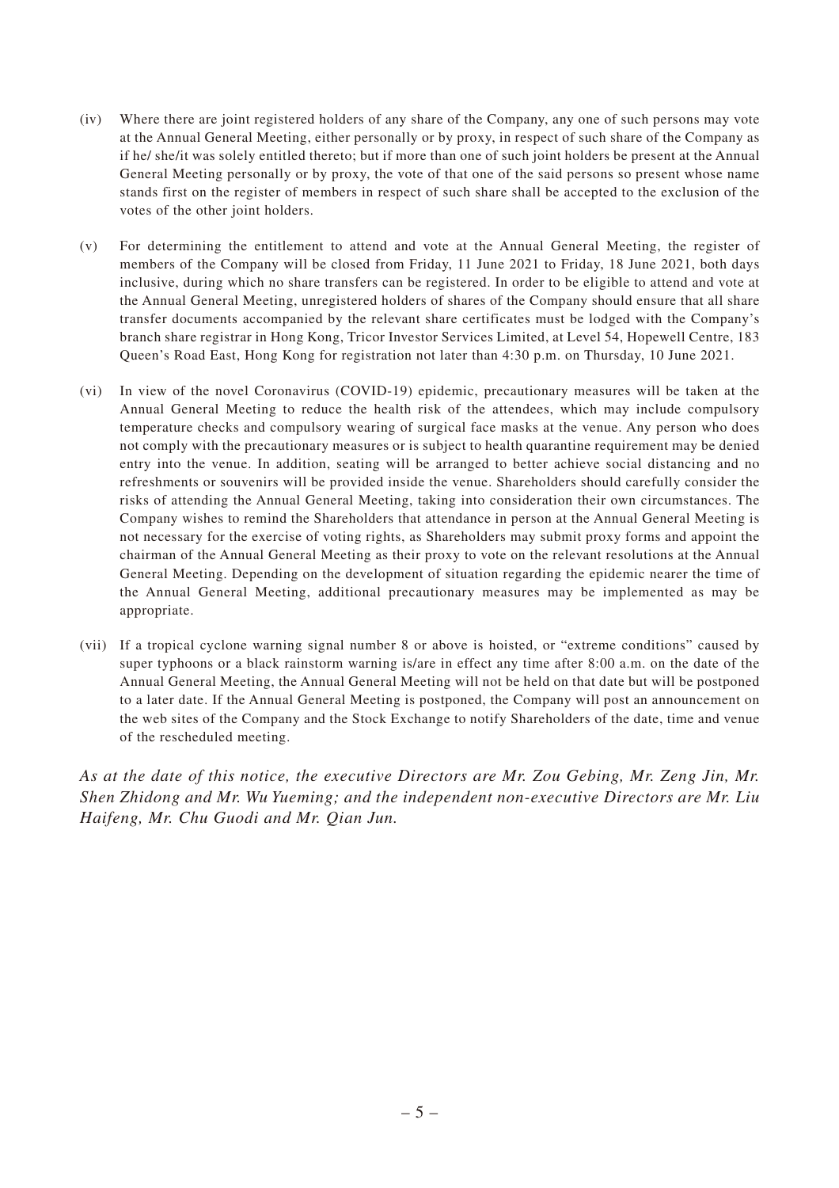(iv) Where there are joint registered holders of any share of the Company, any one of such persons may vote at the Annual General Meeting, either personally or by proxy, in respect of such share of the Company as if he/ she/it was solely entitled thereto; but if more than one of such joint holders be present at the Annual General Meeting personally or by proxy, the vote of that one of the said persons so present whose name stands first on the register of members in respect of such share shall be accepted to the exclusion of the votes of the other joint holders.

(v) For determining the entitlement to attend and vote at the Annual General Meeting, the register of members of the Company will be closed from Friday, 11 June 2021 to Friday, 18 June 2021, both days inclusive, during which no share transfers can be registered. In order to be eligible to attend and vote at the Annual General Meeting, unregistered holders of shares of the Company should ensure that all share transfer documents accompanied by the relevant share certificates must be lodged with the Company's branch share registrar in Hong Kong, Tricor Investor Services Limited, at Level 54, Hopewell Centre, 183 Queen's Road East, Hong Kong for registration not later than 4:30 p.m. on Thursday, 10 June 2021.

(vi) In view of the novel Coronavirus (COVID-19) epidemic, precautionary measures will be taken at the Annual General Meeting to reduce the health risk of the attendees, which may include compulsory temperature checks and compulsory wearing of surgical face masks at the venue. Any person who does not comply with the precautionary measures or is subject to health quarantine requirement may be denied entry into the venue. In addition, seating will be arranged to better achieve social distancing and no refreshments or souvenirs will be provided inside the venue. Shareholders should carefully consider the risks of attending the Annual General Meeting, taking into consideration their own circumstances. The Company wishes to remind the Shareholders that attendance in person at the Annual General Meeting is not necessary for the exercise of voting rights, as Shareholders may submit proxy forms and appoint the chairman of the Annual General Meeting as their proxy to vote on the relevant resolutions at the Annual General Meeting. Depending on the development of situation regarding the epidemic nearer the time of the Annual General Meeting, additional precautionary measures may be implemented as may be appropriate.

(vii) If a tropical cyclone warning signal number 8 or above is hoisted, or "extreme conditions" caused by super typhoons or a black rainstorm warning is/are in effect any time after 8:00 a.m. on the date of the Annual General Meeting, the Annual General Meeting will not be held on that date but will be postponed to a later date. If the Annual General Meeting is postponed, the Company will post an announcement on the web sites of the Company and the Stock Exchange to notify Shareholders of the date, time and venue of the rescheduled meeting.

*As at the date of this notice, the executive Directors are Mr. Zou Gebing, Mr. Zeng Jin, Mr. Shen Zhidong and Mr. Wu Yueming; and the independent non-executive Directors are Mr. Liu Haifeng, Mr. Chu Guodi and Mr. Qian Jun.*